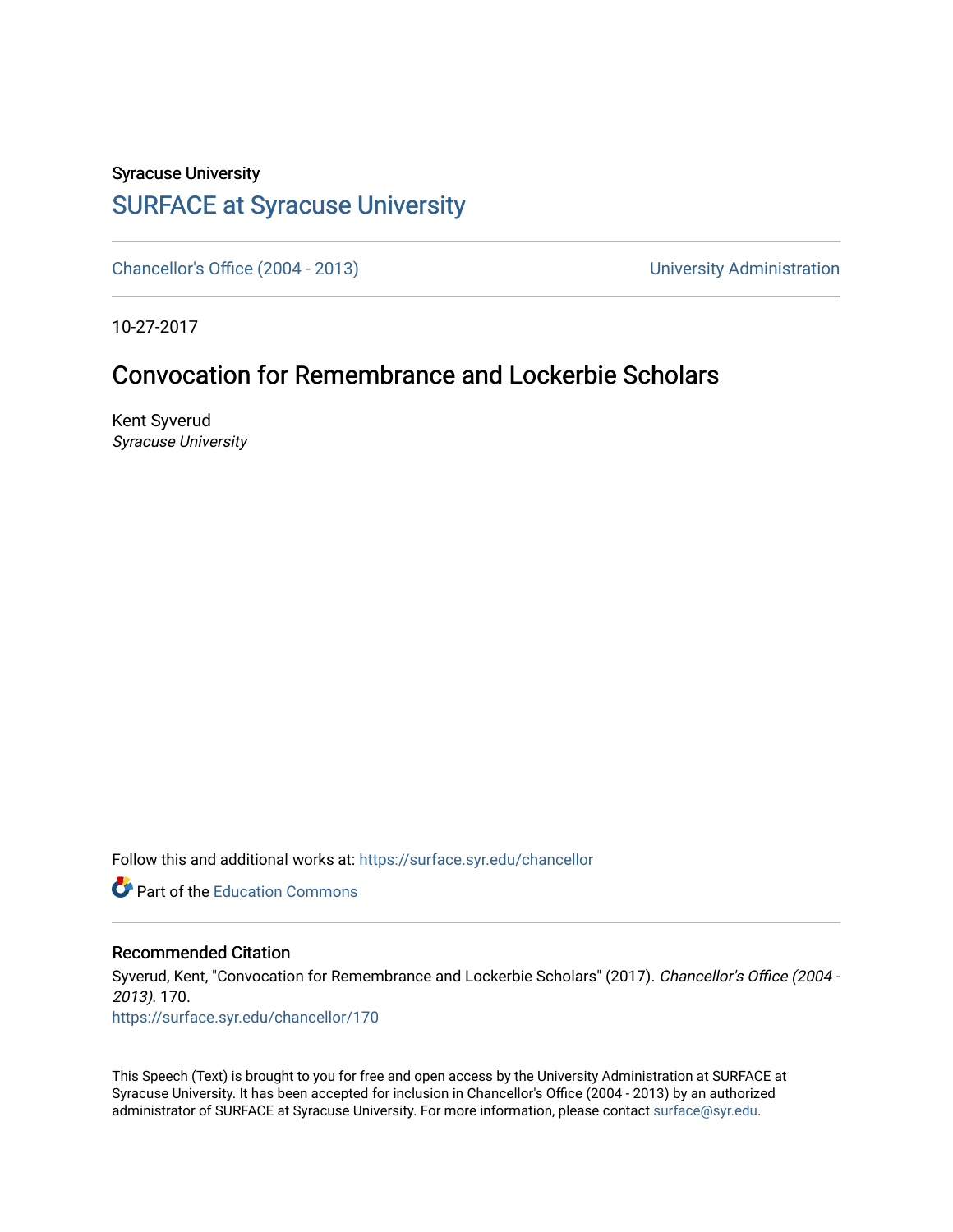Syracuse University

# SURFACE at Syracuse University

Chancellor's Office (2004 - 2013) | University Administration

10-27-2017

## Convocation for Remembrance and Lockerbie Scholars

Kent Syverud
*Syracuse University*

Follow this and additional works at: https://surface.syr.edu/chancellor

Part of the Education Commons

### Recommended Citation

Syverud, Kent, "Convocation for Remembrance and Lockerbie Scholars" (2017). *Chancellor's Office (2004 - 2013)*. 170.
https://surface.syr.edu/chancellor/170

This Speech (Text) is brought to you for free and open access by the University Administration at SURFACE at Syracuse University. It has been accepted for inclusion in Chancellor's Office (2004 - 2013) by an authorized administrator of SURFACE at Syracuse University. For more information, please contact surface@syr.edu.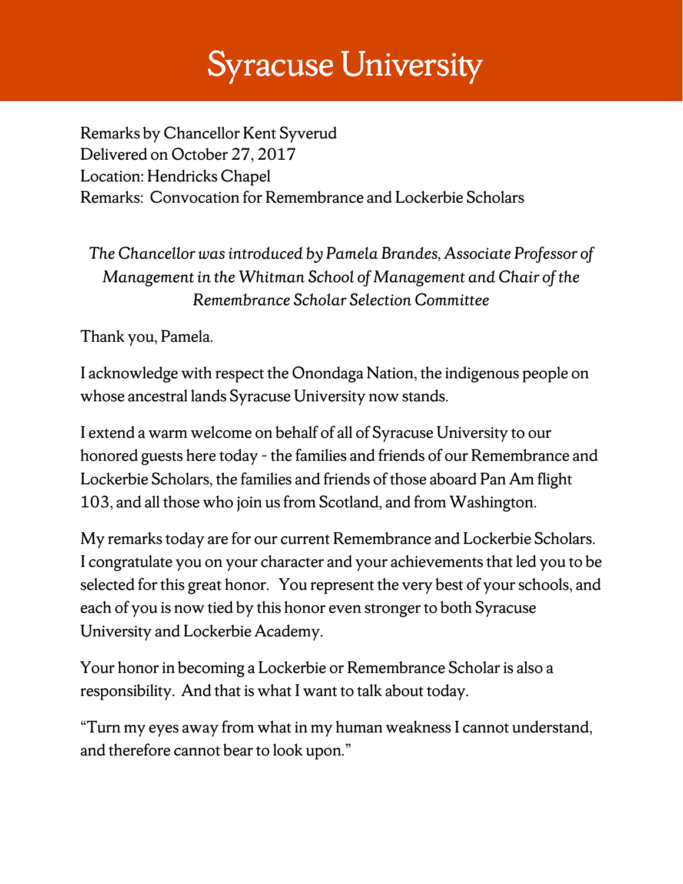# Syracuse University

Remarks by Chancellor Kent Syverud
Delivered on October 27, 2017
Location: Hendricks Chapel
Remarks: Convocation for Remembrance and Lockerbie Scholars

*The Chancellor was introduced by Pamela Brandes, Associate Professor of Management in the Whitman School of Management and Chair of the Remembrance Scholar Selection Committee*

Thank you, Pamela.

I acknowledge with respect the Onondaga Nation, the indigenous people on whose ancestral lands Syracuse University now stands.

I extend a warm welcome on behalf of all of Syracuse University to our honored guests here today - the families and friends of our Remembrance and Lockerbie Scholars, the families and friends of those aboard Pan Am flight 103, and all those who join us from Scotland, and from Washington.

My remarks today are for our current Remembrance and Lockerbie Scholars. I congratulate you on your character and your achievements that led you to be selected for this great honor. You represent the very best of your schools, and each of you is now tied by this honor even stronger to both Syracuse University and Lockerbie Academy.

Your honor in becoming a Lockerbie or Remembrance Scholar is also a responsibility. And that is what I want to talk about today.

"Turn my eyes away from what in my human weakness I cannot understand, and therefore cannot bear to look upon."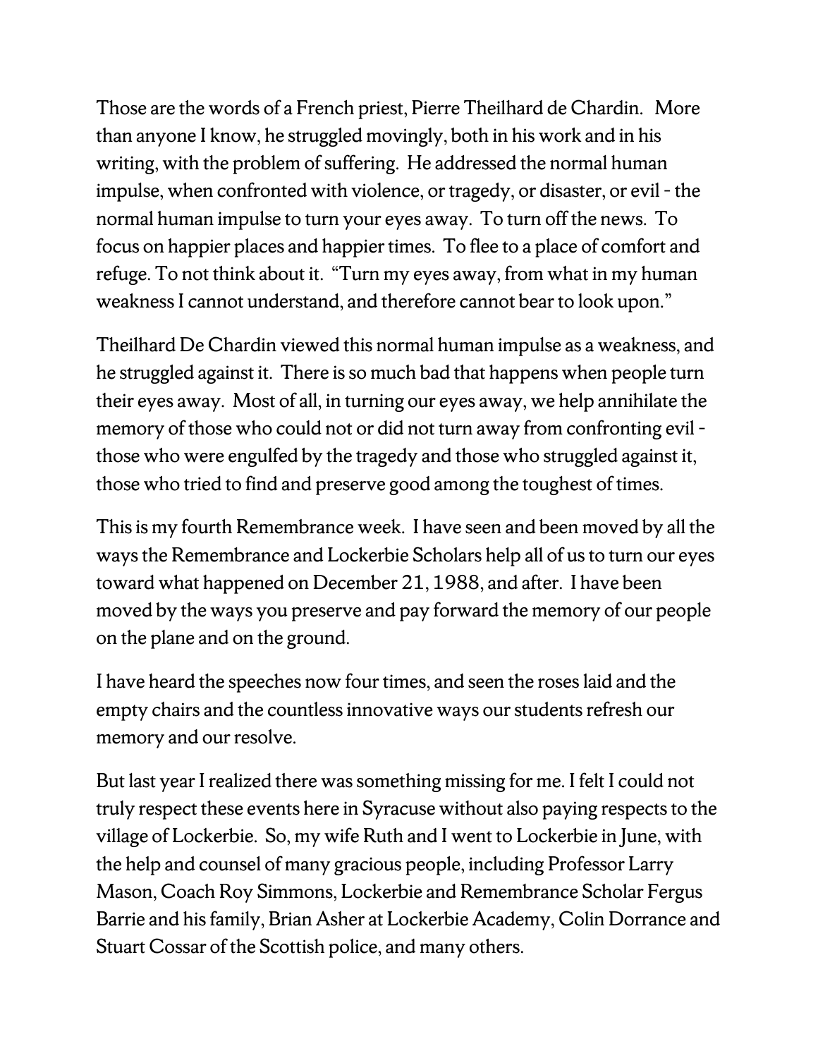Those are the words of a French priest, Pierre Theilhard de Chardin. More than anyone I know, he struggled movingly, both in his work and in his writing, with the problem of suffering. He addressed the normal human impulse, when confronted with violence, or tragedy, or disaster, or evil - the normal human impulse to turn your eyes away. To turn off the news. To focus on happier places and happier times. To flee to a place of comfort and refuge. To not think about it. "Turn my eyes away, from what in my human weakness I cannot understand, and therefore cannot bear to look upon."

Theilhard De Chardin viewed this normal human impulse as a weakness, and he struggled against it. There is so much bad that happens when people turn their eyes away. Most of all, in turning our eyes away, we help annihilate the memory of those who could not or did not turn away from confronting evil - those who were engulfed by the tragedy and those who struggled against it, those who tried to find and preserve good among the toughest of times.

This is my fourth Remembrance week. I have seen and been moved by all the ways the Remembrance and Lockerbie Scholars help all of us to turn our eyes toward what happened on December 21, 1988, and after. I have been moved by the ways you preserve and pay forward the memory of our people on the plane and on the ground.

I have heard the speeches now four times, and seen the roses laid and the empty chairs and the countless innovative ways our students refresh our memory and our resolve.

But last year I realized there was something missing for me. I felt I could not truly respect these events here in Syracuse without also paying respects to the village of Lockerbie. So, my wife Ruth and I went to Lockerbie in June, with the help and counsel of many gracious people, including Professor Larry Mason, Coach Roy Simmons, Lockerbie and Remembrance Scholar Fergus Barrie and his family, Brian Asher at Lockerbie Academy, Colin Dorrance and Stuart Cossar of the Scottish police, and many others.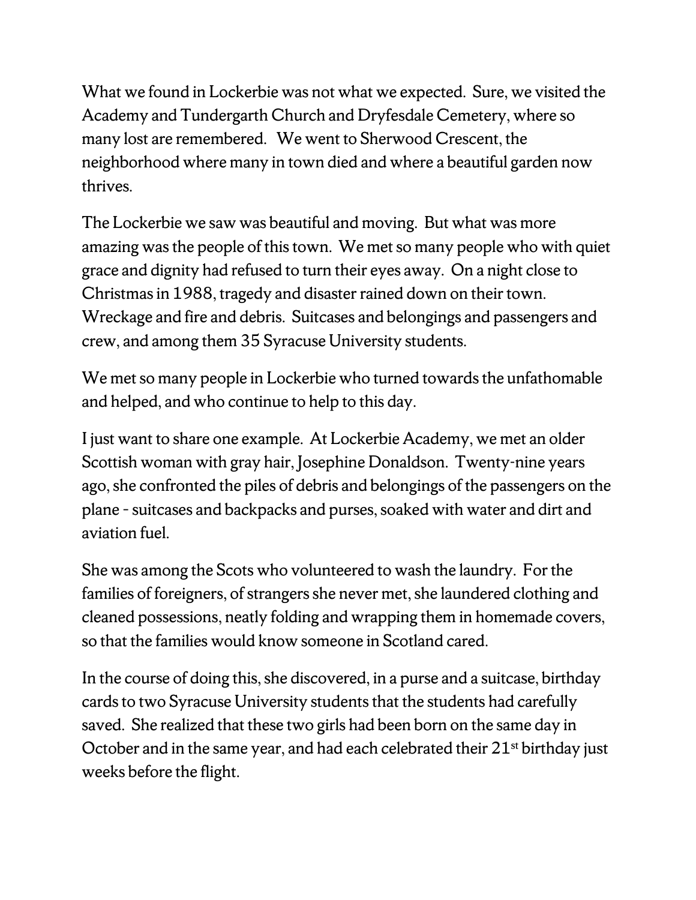What we found in Lockerbie was not what we expected. Sure, we visited the Academy and Tundergarth Church and Dryfesdale Cemetery, where so many lost are remembered. We went to Sherwood Crescent, the neighborhood where many in town died and where a beautiful garden now thrives.

The Lockerbie we saw was beautiful and moving. But what was more amazing was the people of this town. We met so many people who with quiet grace and dignity had refused to turn their eyes away. On a night close to Christmas in 1988, tragedy and disaster rained down on their town. Wreckage and fire and debris. Suitcases and belongings and passengers and crew, and among them 35 Syracuse University students.

We met so many people in Lockerbie who turned towards the unfathomable and helped, and who continue to help to this day.

I just want to share one example. At Lockerbie Academy, we met an older Scottish woman with gray hair, Josephine Donaldson. Twenty-nine years ago, she confronted the piles of debris and belongings of the passengers on the plane - suitcases and backpacks and purses, soaked with water and dirt and aviation fuel.

She was among the Scots who volunteered to wash the laundry. For the families of foreigners, of strangers she never met, she laundered clothing and cleaned possessions, neatly folding and wrapping them in homemade covers, so that the families would know someone in Scotland cared.

In the course of doing this, she discovered, in a purse and a suitcase, birthday cards to two Syracuse University students that the students had carefully saved. She realized that these two girls had been born on the same day in October and in the same year, and had each celebrated their 21st birthday just weeks before the flight.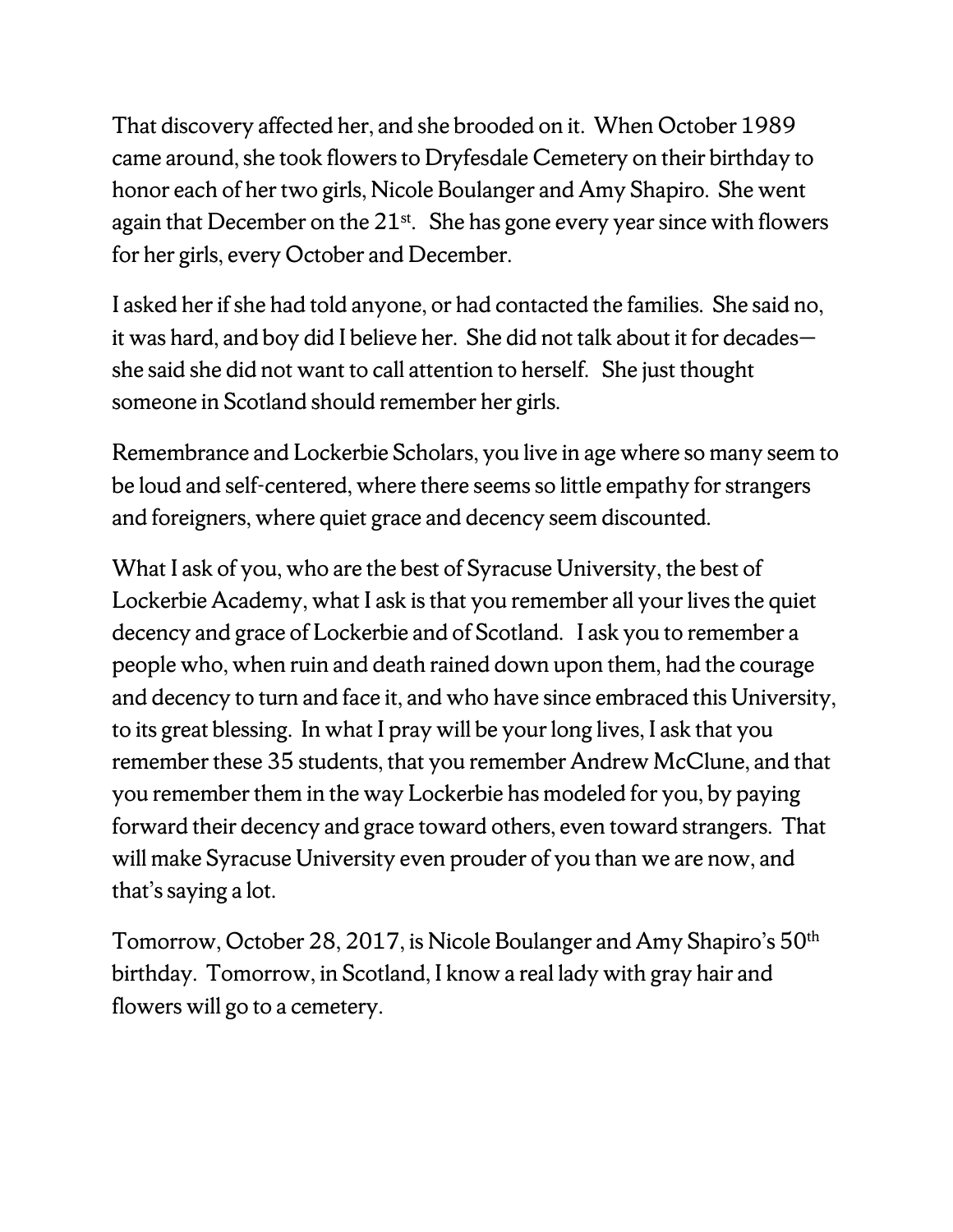That discovery affected her, and she brooded on it. When October 1989 came around, she took flowers to Dryfesdale Cemetery on their birthday to honor each of her two girls, Nicole Boulanger and Amy Shapiro. She went again that December on the 21st. She has gone every year since with flowers for her girls, every October and December.

I asked her if she had told anyone, or had contacted the families. She said no, it was hard, and boy did I believe her. She did not talk about it for decades—she said she did not want to call attention to herself. She just thought someone in Scotland should remember her girls.

Remembrance and Lockerbie Scholars, you live in age where so many seem to be loud and self-centered, where there seems so little empathy for strangers and foreigners, where quiet grace and decency seem discounted.

What I ask of you, who are the best of Syracuse University, the best of Lockerbie Academy, what I ask is that you remember all your lives the quiet decency and grace of Lockerbie and of Scotland. I ask you to remember a people who, when ruin and death rained down upon them, had the courage and decency to turn and face it, and who have since embraced this University, to its great blessing. In what I pray will be your long lives, I ask that you remember these 35 students, that you remember Andrew McClune, and that you remember them in the way Lockerbie has modeled for you, by paying forward their decency and grace toward others, even toward strangers. That will make Syracuse University even prouder of you than we are now, and that's saying a lot.

Tomorrow, October 28, 2017, is Nicole Boulanger and Amy Shapiro's 50th birthday. Tomorrow, in Scotland, I know a real lady with gray hair and flowers will go to a cemetery.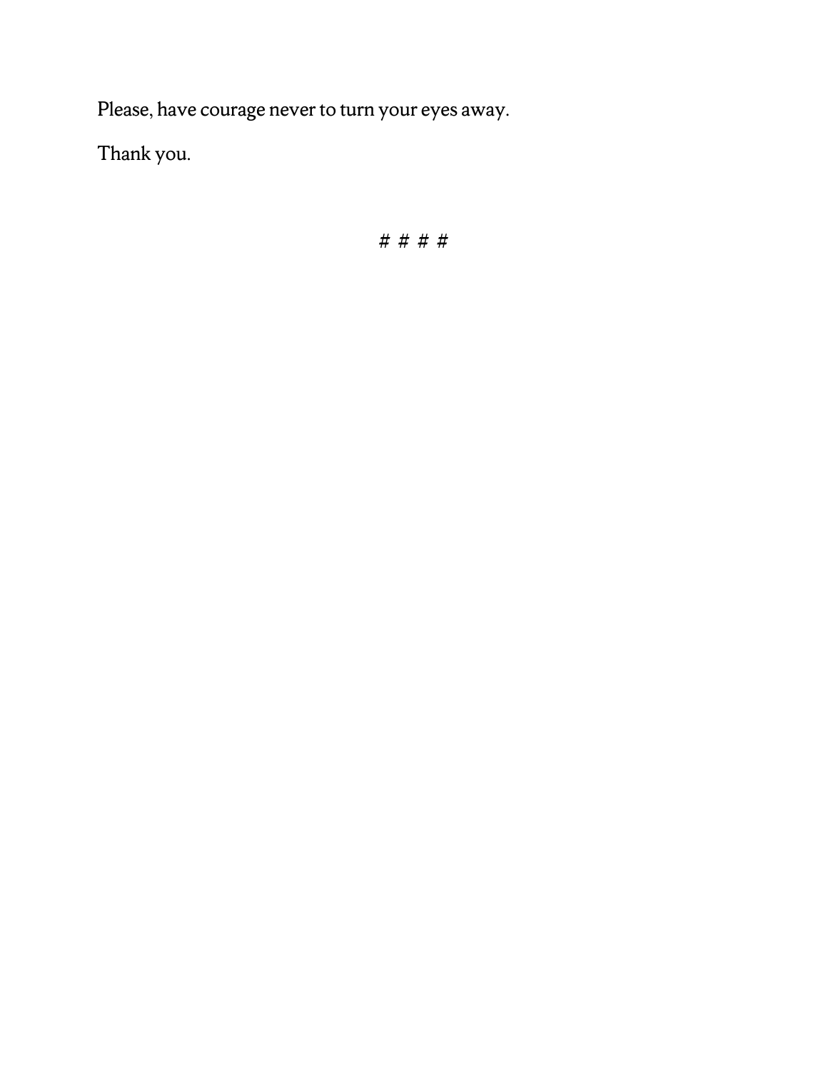Please, have courage never to turn your eyes away.

Thank you.

# # # #